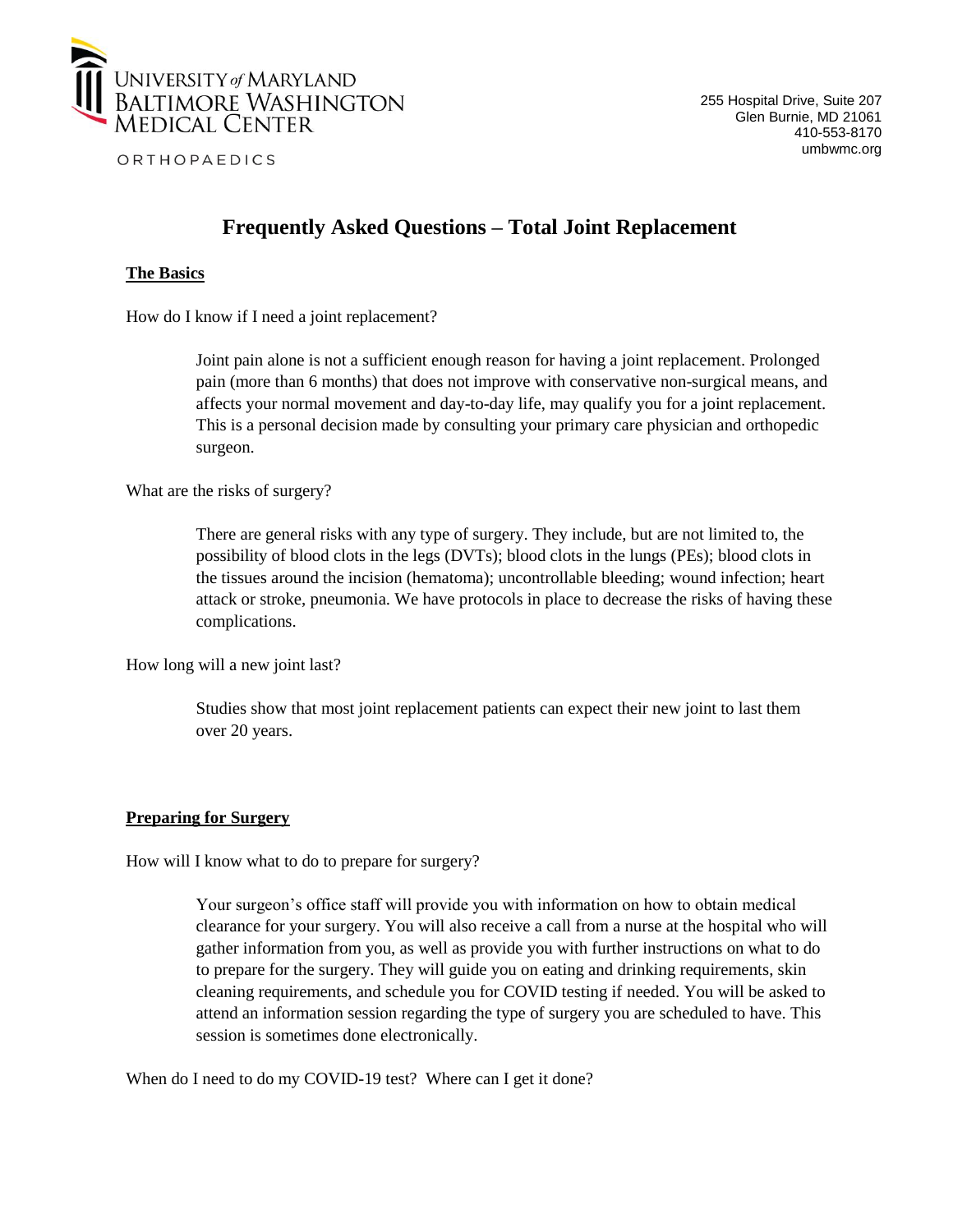UNIVERSITY of MARYLAND
BALTIMORE WASHINGTON
MEDICAL CENTER

ORTHOPAEDICS

255 Hospital Drive, Suite 207
Glen Burnie, MD 21061
410-553-8170
umbwmc.org

# Frequently Asked Questions – Total Joint Replacement

## The Basics

How do I know if I need a joint replacement?

> Joint pain alone is not a sufficient enough reason for having a joint replacement. Prolonged pain (more than 6 months) that does not improve with conservative non-surgical means, and affects your normal movement and day-to-day life, may qualify you for a joint replacement. This is a personal decision made by consulting your primary care physician and orthopedic surgeon.

What are the risks of surgery?

> There are general risks with any type of surgery. They include, but are not limited to, the possibility of blood clots in the legs (DVTs); blood clots in the lungs (PEs); blood clots in the tissues around the incision (hematoma); uncontrollable bleeding; wound infection; heart attack or stroke, pneumonia. We have protocols in place to decrease the risks of having these complications.

How long will a new joint last?

> Studies show that most joint replacement patients can expect their new joint to last them over 20 years.

## Preparing for Surgery

How will I know what to do to prepare for surgery?

> Your surgeon's office staff will provide you with information on how to obtain medical clearance for your surgery. You will also receive a call from a nurse at the hospital who will gather information from you, as well as provide you with further instructions on what to do to prepare for the surgery. They will guide you on eating and drinking requirements, skin cleaning requirements, and schedule you for COVID testing if needed. You will be asked to attend an information session regarding the type of surgery you are scheduled to have. This session is sometimes done electronically.

When do I need to do my COVID-19 test? Where can I get it done?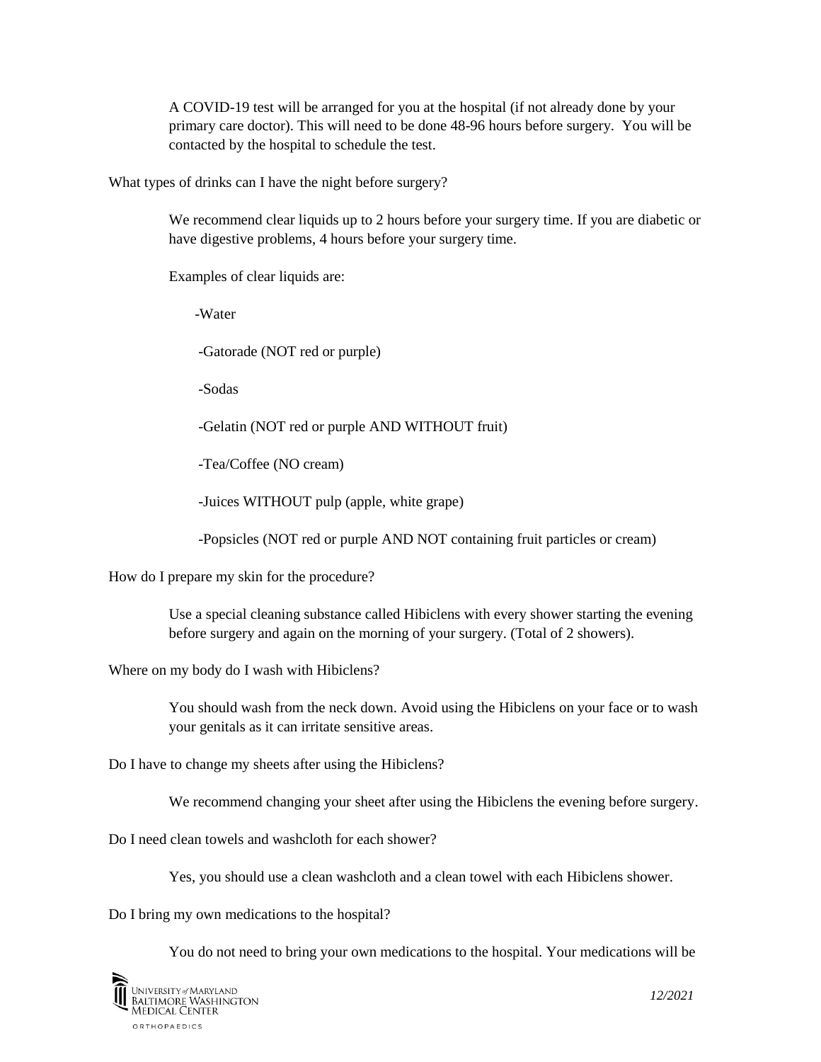A COVID-19 test will be arranged for you at the hospital (if not already done by your primary care doctor). This will need to be done 48-96 hours before surgery. You will be contacted by the hospital to schedule the test.

What types of drinks can I have the night before surgery?

We recommend clear liquids up to 2 hours before your surgery time. If you are diabetic or have digestive problems, 4 hours before your surgery time.

Examples of clear liquids are:

-Water

-Gatorade (NOT red or purple)

-Sodas

-Gelatin (NOT red or purple AND WITHOUT fruit)

-Tea/Coffee (NO cream)

-Juices WITHOUT pulp (apple, white grape)

-Popsicles (NOT red or purple AND NOT containing fruit particles or cream)

How do I prepare my skin for the procedure?

Use a special cleaning substance called Hibiclens with every shower starting the evening before surgery and again on the morning of your surgery. (Total of 2 showers).

Where on my body do I wash with Hibiclens?

You should wash from the neck down. Avoid using the Hibiclens on your face or to wash your genitals as it can irritate sensitive areas.

Do I have to change my sheets after using the Hibiclens?

We recommend changing your sheet after using the Hibiclens the evening before surgery.

Do I need clean towels and washcloth for each shower?

Yes, you should use a clean washcloth and a clean towel with each Hibiclens shower.

Do I bring my own medications to the hospital?

You do not need to bring your own medications to the hospital. Your medications will be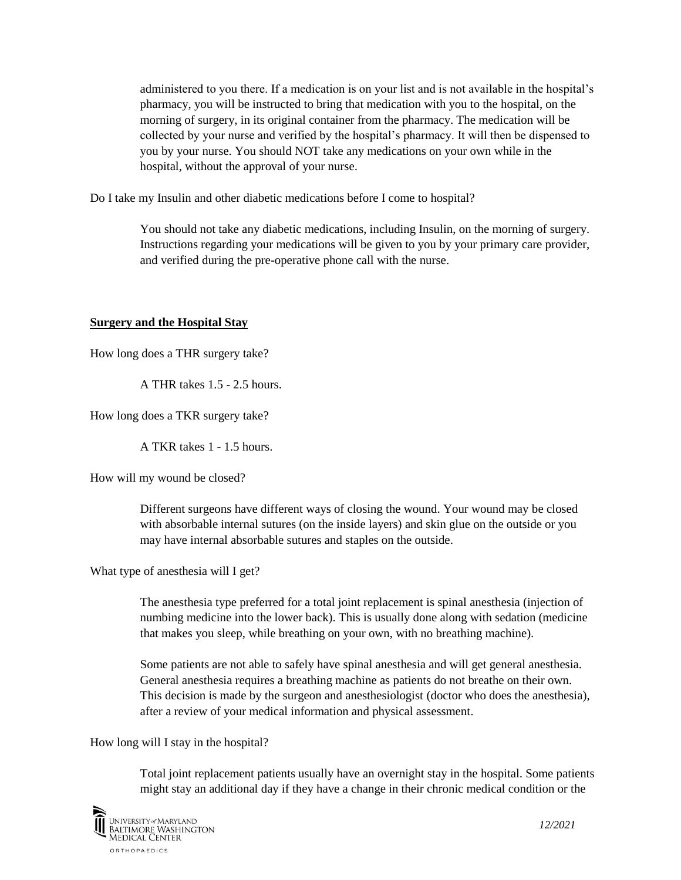administered to you there. If a medication is on your list and is not available in the hospital's pharmacy, you will be instructed to bring that medication with you to the hospital, on the morning of surgery, in its original container from the pharmacy. The medication will be collected by your nurse and verified by the hospital's pharmacy. It will then be dispensed to you by your nurse. You should NOT take any medications on your own while in the hospital, without the approval of your nurse.

Do I take my Insulin and other diabetic medications before I come to hospital?

> You should not take any diabetic medications, including Insulin, on the morning of surgery. Instructions regarding your medications will be given to you by your primary care provider, and verified during the pre-operative phone call with the nurse.

## **Surgery and the Hospital Stay**

How long does a THR surgery take?

> A THR takes 1.5 - 2.5 hours.

How long does a TKR surgery take?

> A TKR takes 1 - 1.5 hours.

How will my wound be closed?

> Different surgeons have different ways of closing the wound. Your wound may be closed with absorbable internal sutures (on the inside layers) and skin glue on the outside or you may have internal absorbable sutures and staples on the outside.

What type of anesthesia will I get?

> The anesthesia type preferred for a total joint replacement is spinal anesthesia (injection of numbing medicine into the lower back). This is usually done along with sedation (medicine that makes you sleep, while breathing on your own, with no breathing machine).
>
> Some patients are not able to safely have spinal anesthesia and will get general anesthesia. General anesthesia requires a breathing machine as patients do not breathe on their own. This decision is made by the surgeon and anesthesiologist (doctor who does the anesthesia), after a review of your medical information and physical assessment.

How long will I stay in the hospital?

> Total joint replacement patients usually have an overnight stay in the hospital. Some patients might stay an additional day if they have a change in their chronic medical condition or the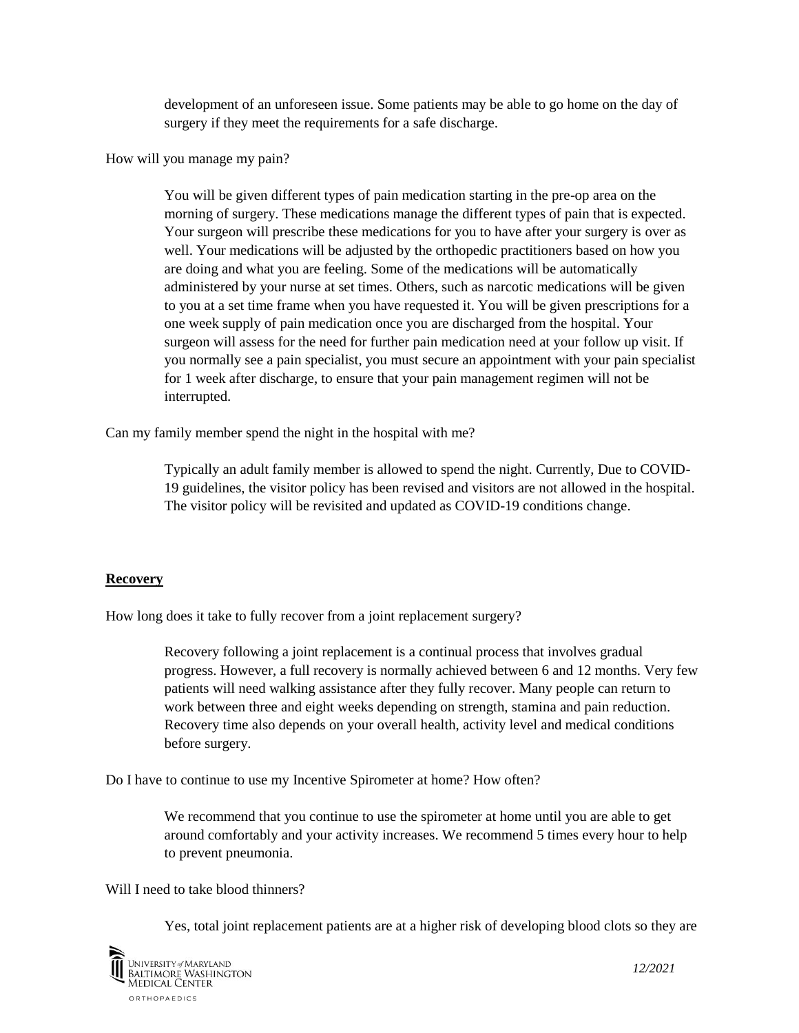development of an unforeseen issue. Some patients may be able to go home on the day of surgery if they meet the requirements for a safe discharge.

How will you manage my pain?

You will be given different types of pain medication starting in the pre-op area on the morning of surgery. These medications manage the different types of pain that is expected. Your surgeon will prescribe these medications for you to have after your surgery is over as well. Your medications will be adjusted by the orthopedic practitioners based on how you are doing and what you are feeling. Some of the medications will be automatically administered by your nurse at set times. Others, such as narcotic medications will be given to you at a set time frame when you have requested it. You will be given prescriptions for a one week supply of pain medication once you are discharged from the hospital. Your surgeon will assess for the need for further pain medication need at your follow up visit. If you normally see a pain specialist, you must secure an appointment with your pain specialist for 1 week after discharge, to ensure that your pain management regimen will not be interrupted.

Can my family member spend the night in the hospital with me?

Typically an adult family member is allowed to spend the night. Currently, Due to COVID-19 guidelines, the visitor policy has been revised and visitors are not allowed in the hospital. The visitor policy will be revisited and updated as COVID-19 conditions change.

**Recovery**

How long does it take to fully recover from a joint replacement surgery?

Recovery following a joint replacement is a continual process that involves gradual progress. However, a full recovery is normally achieved between 6 and 12 months. Very few patients will need walking assistance after they fully recover. Many people can return to work between three and eight weeks depending on strength, stamina and pain reduction. Recovery time also depends on your overall health, activity level and medical conditions before surgery.

Do I have to continue to use my Incentive Spirometer at home? How often?

We recommend that you continue to use the spirometer at home until you are able to get around comfortably and your activity increases. We recommend 5 times every hour to help to prevent pneumonia.

Will I need to take blood thinners?

Yes, total joint replacement patients are at a higher risk of developing blood clots so they are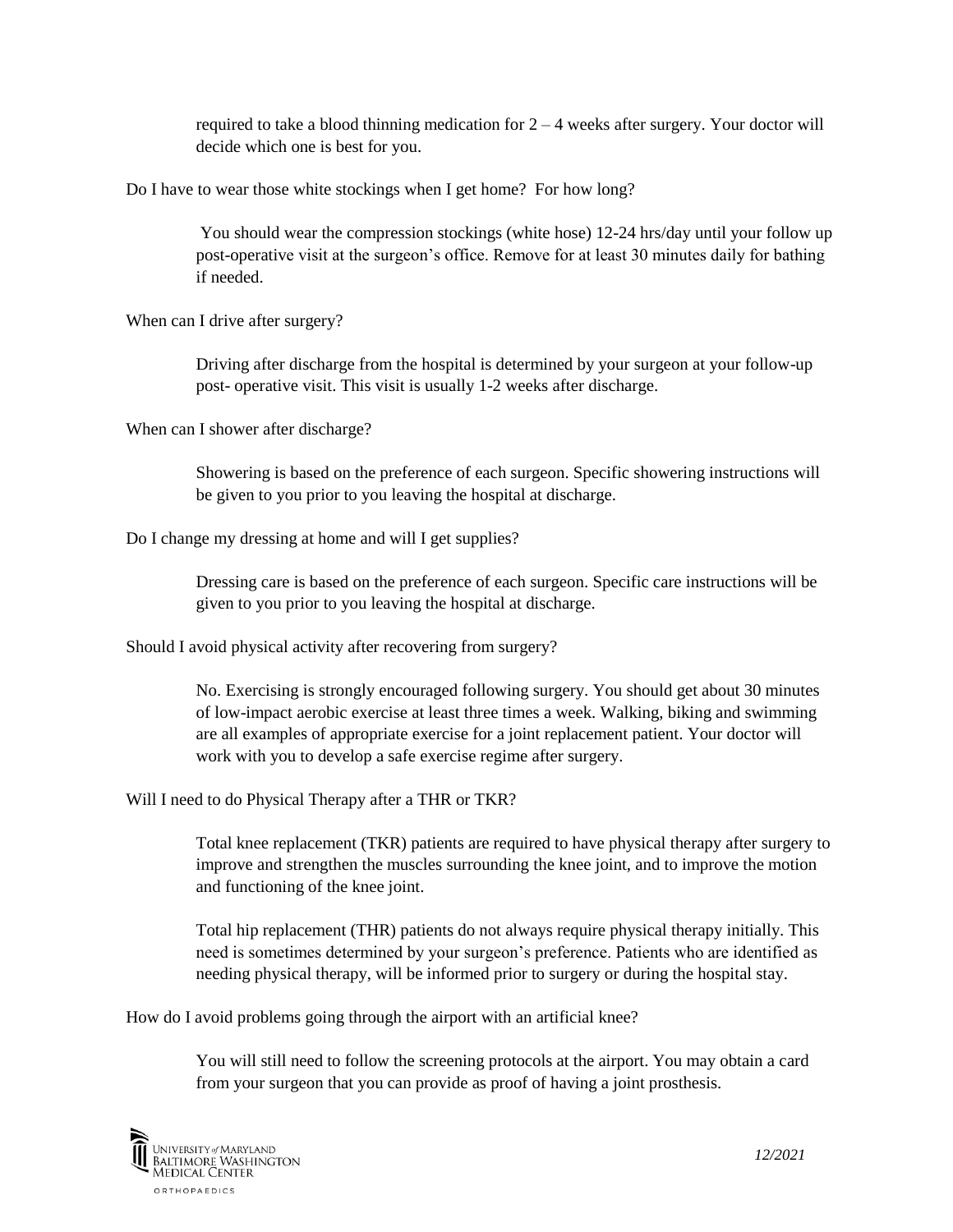required to take a blood thinning medication for 2 – 4 weeks after surgery. Your doctor will decide which one is best for you.

Do I have to wear those white stockings when I get home? For how long?

You should wear the compression stockings (white hose) 12-24 hrs/day until your follow up post-operative visit at the surgeon's office. Remove for at least 30 minutes daily for bathing if needed.

When can I drive after surgery?

Driving after discharge from the hospital is determined by your surgeon at your follow-up post- operative visit. This visit is usually 1-2 weeks after discharge.

When can I shower after discharge?

Showering is based on the preference of each surgeon. Specific showering instructions will be given to you prior to you leaving the hospital at discharge.

Do I change my dressing at home and will I get supplies?

Dressing care is based on the preference of each surgeon. Specific care instructions will be given to you prior to you leaving the hospital at discharge.

Should I avoid physical activity after recovering from surgery?

No. Exercising is strongly encouraged following surgery. You should get about 30 minutes of low-impact aerobic exercise at least three times a week. Walking, biking and swimming are all examples of appropriate exercise for a joint replacement patient. Your doctor will work with you to develop a safe exercise regime after surgery.

Will I need to do Physical Therapy after a THR or TKR?

Total knee replacement (TKR) patients are required to have physical therapy after surgery to improve and strengthen the muscles surrounding the knee joint, and to improve the motion and functioning of the knee joint.

Total hip replacement (THR) patients do not always require physical therapy initially. This need is sometimes determined by your surgeon's preference. Patients who are identified as needing physical therapy, will be informed prior to surgery or during the hospital stay.

How do I avoid problems going through the airport with an artificial knee?

You will still need to follow the screening protocols at the airport. You may obtain a card from your surgeon that you can provide as proof of having a joint prosthesis.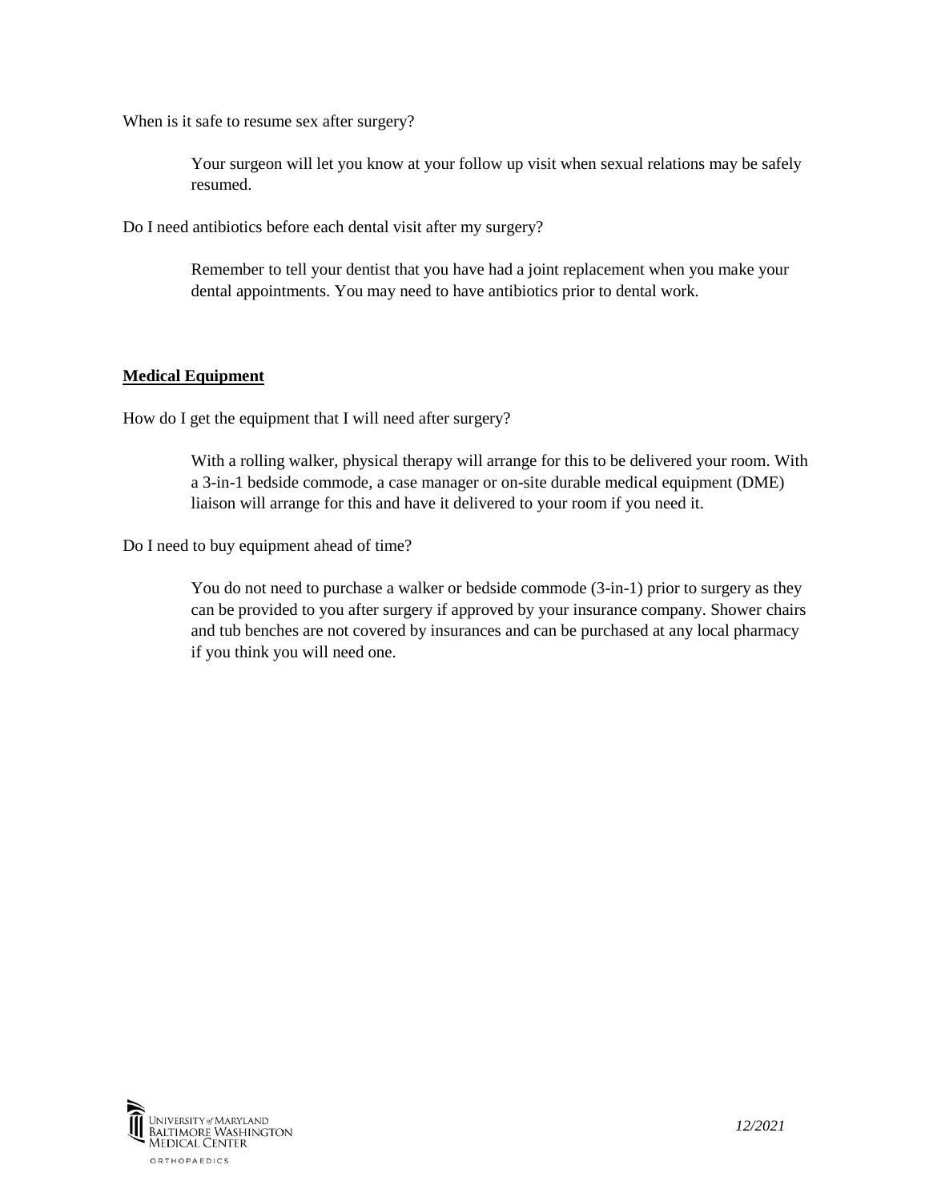When is it safe to resume sex after surgery?

Your surgeon will let you know at your follow up visit when sexual relations may be safely resumed.

Do I need antibiotics before each dental visit after my surgery?

Remember to tell your dentist that you have had a joint replacement when you make your dental appointments. You may need to have antibiotics prior to dental work.

## Medical Equipment

How do I get the equipment that I will need after surgery?

With a rolling walker, physical therapy will arrange for this to be delivered your room. With a 3-in-1 bedside commode, a case manager or on-site durable medical equipment (DME) liaison will arrange for this and have it delivered to your room if you need it.

Do I need to buy equipment ahead of time?

You do not need to purchase a walker or bedside commode (3-in-1) prior to surgery as they can be provided to you after surgery if approved by your insurance company. Shower chairs and tub benches are not covered by insurances and can be purchased at any local pharmacy if you think you will need one.